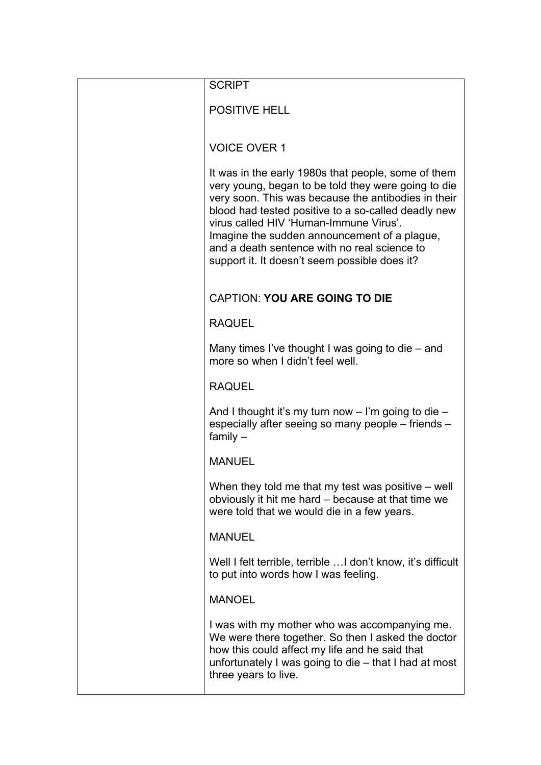| | SCRIPT<br><br>POSITIVE HELL<br><br>VOICE OVER 1<br><br>It was in the early 1980s that people, some of them very young, began to be told they were going to die very soon. This was because the antibodies in their blood had tested positive to a so-called deadly new virus called HIV 'Human-Immune Virus'.<br>Imagine the sudden announcement of a plague, and a death sentence with no real science to support it. It doesn't seem possible does it?<br><br>CAPTION: **YOU ARE GOING TO DIE**<br><br>RAQUEL<br><br>Many times I've thought I was going to die – and more so when I didn't feel well.<br><br>RAQUEL<br><br>And I thought it's my turn now – I'm going to die – especially after seeing so many people – friends – family –<br><br>MANUEL<br><br>When they told me that my test was positive – well obviously it hit me hard – because at that time we were told that we would die in a few years.<br><br>MANUEL<br><br>Well I felt terrible, terrible …I don't know, it's difficult to put into words how I was feeling.<br><br>MANOEL<br><br>I was with my mother who was accompanying me. We were there together. So then I asked the doctor how this could affect my life and he said that unfortunately I was going to die – that I had at most three years to live. |
|---|---|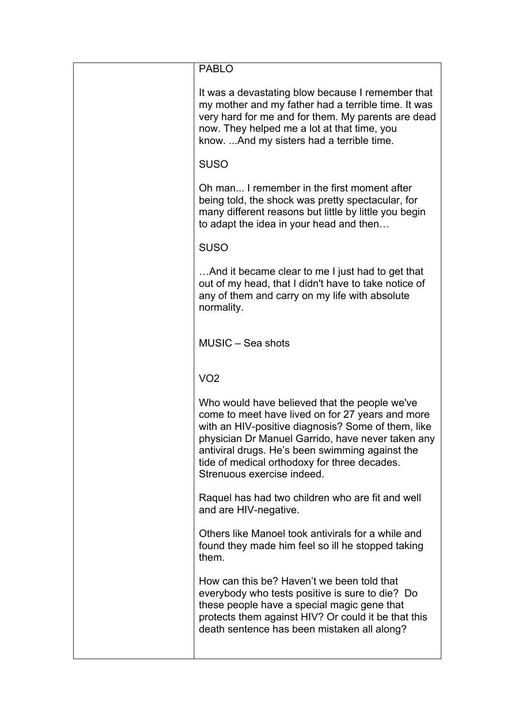| | |
|---|---|
| | PABLO<br><br>It was a devastating blow because I remember that my mother and my father had a terrible time. It was very hard for me and for them. My parents are dead now. They helped me a lot at that time, you know. ...And my sisters had a terrible time.<br><br>SUSO<br><br>Oh man... I remember in the first moment after being told, the shock was pretty spectacular, for many different reasons but little by little you begin to adapt the idea in your head and then…<br><br>SUSO<br><br>…And it became clear to me I just had to get that out of my head, that I didn't have to take notice of any of them and carry on my life with absolute normality.<br><br><br>MUSIC – Sea shots<br><br><br>VO2<br><br>Who would have believed that the people we've come to meet have lived on for 27 years and more with an HIV-positive diagnosis? Some of them, like physician Dr Manuel Garrido, have never taken any antiviral drugs. He's been swimming against the tide of medical orthodoxy for three decades. Strenuous exercise indeed.<br><br>Raquel has had two children who are fit and well and are HIV-negative.<br><br>Others like Manoel took antivirals for a while and found they made him feel so ill he stopped taking them.<br><br>How can this be? Haven't we been told that everybody who tests positive is sure to die? Do these people have a special magic gene that protects them against HIV? Or could it be that this death sentence has been mistaken all along? |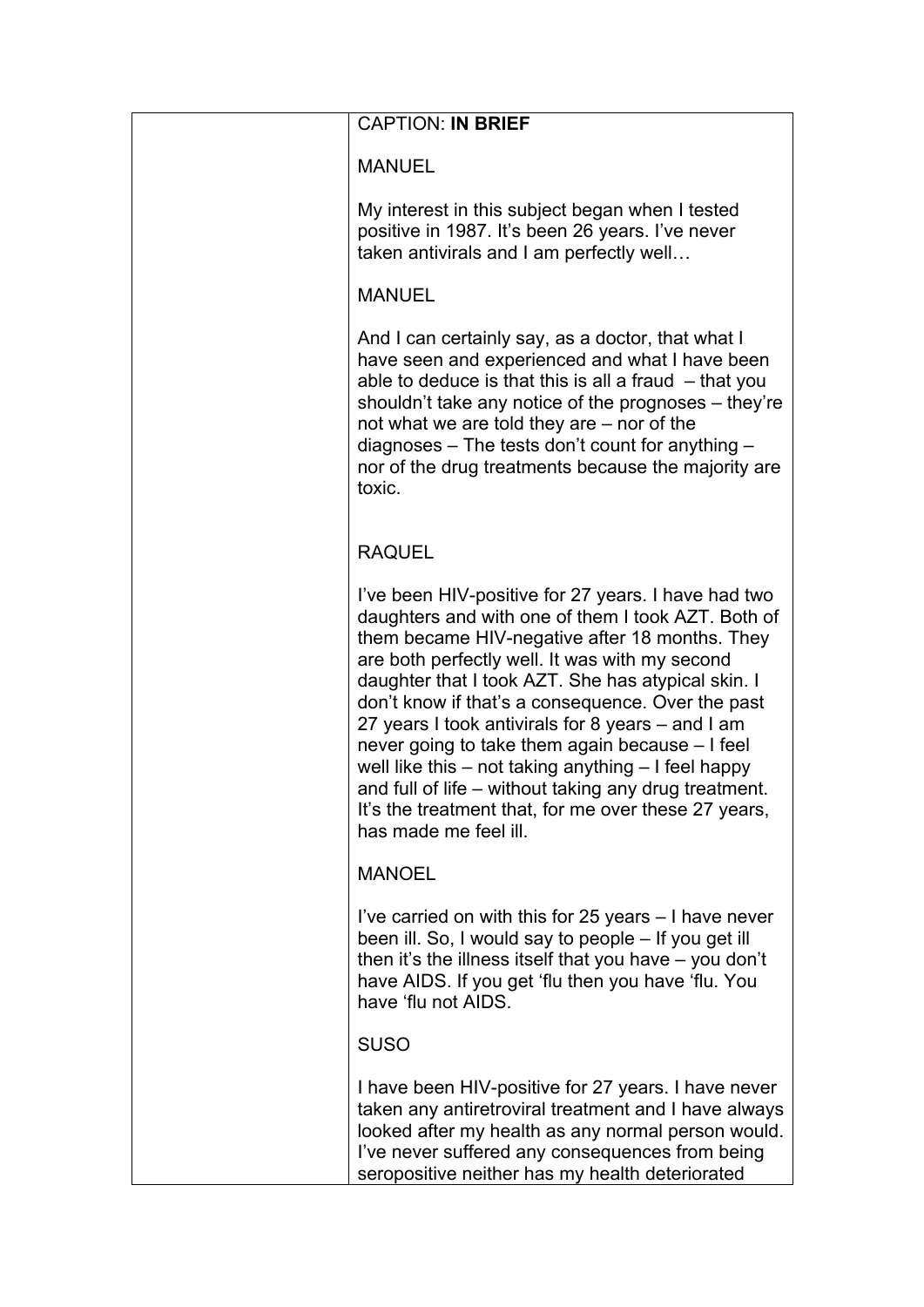| | CAPTION: **IN BRIEF**<br><br>MANUEL<br><br>My interest in this subject began when I tested positive in 1987. It's been 26 years. I've never taken antivirals and I am perfectly well…<br><br>MANUEL<br><br>And I can certainly say, as a doctor, that what I have seen and experienced and what I have been able to deduce is that this is all a fraud – that you shouldn't take any notice of the prognoses – they're not what we are told they are – nor of the diagnoses – The tests don't count for anything – nor of the drug treatments because the majority are toxic.<br><br>RAQUEL<br><br>I've been HIV-positive for 27 years. I have had two daughters and with one of them I took AZT. Both of them became HIV-negative after 18 months. They are both perfectly well. It was with my second daughter that I took AZT. She has atypical skin. I don't know if that's a consequence. Over the past 27 years I took antivirals for 8 years – and I am never going to take them again because – I feel well like this – not taking anything – I feel happy and full of life – without taking any drug treatment. It's the treatment that, for me over these 27 years, has made me feel ill.<br><br>MANOEL<br><br>I've carried on with this for 25 years – I have never been ill. So, I would say to people – If you get ill then it's the illness itself that you have – you don't have AIDS. If you get 'flu then you have 'flu. You have 'flu not AIDS.<br><br>SUSO<br><br>I have been HIV-positive for 27 years. I have never taken any antiretroviral treatment and I have always looked after my health as any normal person would. I've never suffered any consequences from being seropositive neither has my health deteriorated |
|---|---|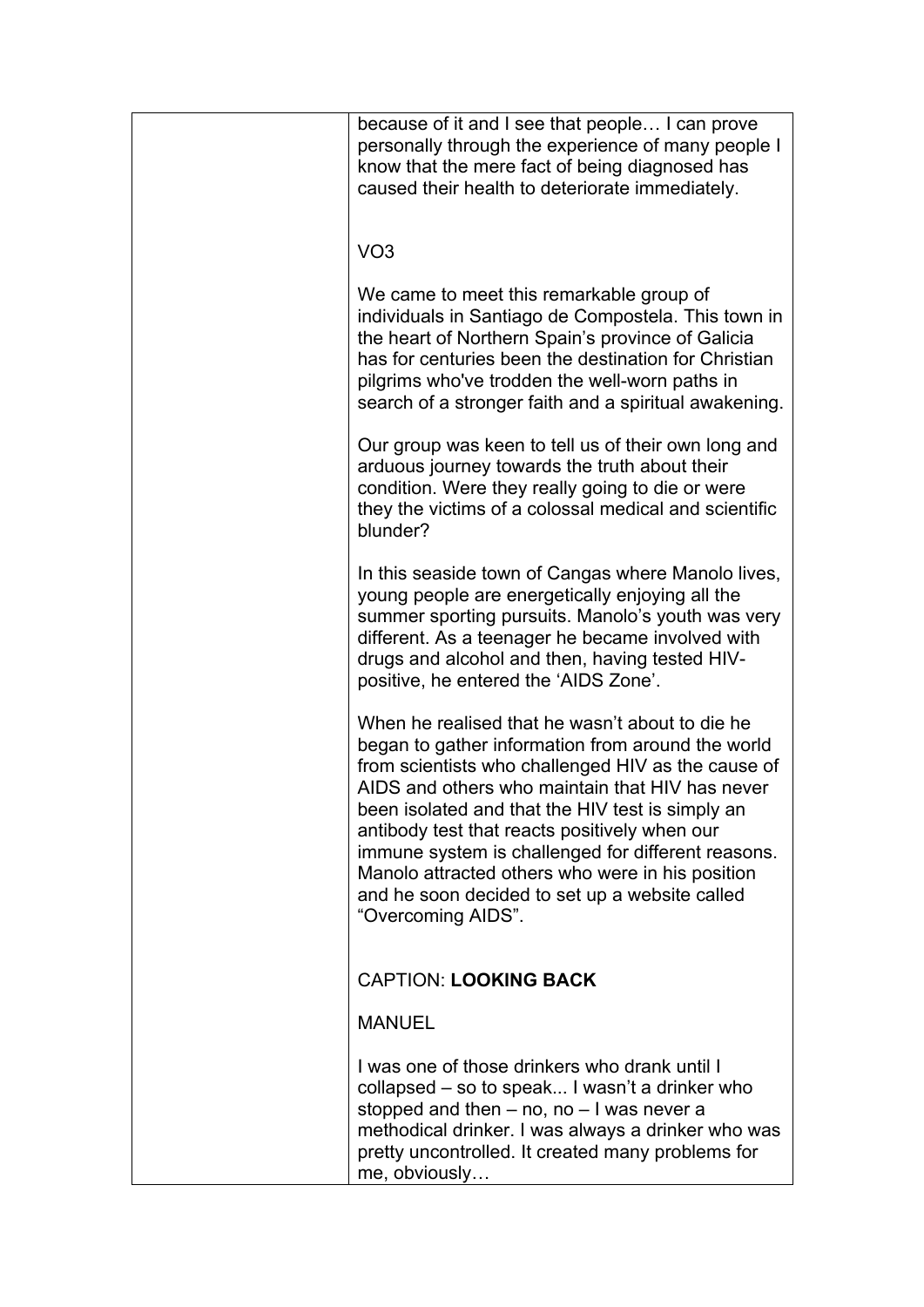| | |
|---|---|
| | because of it and I see that people… I can prove personally through the experience of many people I know that the mere fact of being diagnosed has caused their health to deteriorate immediately.<br><br>VO3<br><br>We came to meet this remarkable group of individuals in Santiago de Compostela. This town in the heart of Northern Spain's province of Galicia has for centuries been the destination for Christian pilgrims who've trodden the well-worn paths in search of a stronger faith and a spiritual awakening.<br><br>Our group was keen to tell us of their own long and arduous journey towards the truth about their condition. Were they really going to die or were they the victims of a colossal medical and scientific blunder?<br><br>In this seaside town of Cangas where Manolo lives, young people are energetically enjoying all the summer sporting pursuits. Manolo's youth was very different. As a teenager he became involved with drugs and alcohol and then, having tested HIV-positive, he entered the 'AIDS Zone'.<br><br>When he realised that he wasn't about to die he began to gather information from around the world from scientists who challenged HIV as the cause of AIDS and others who maintain that HIV has never been isolated and that the HIV test is simply an antibody test that reacts positively when our immune system is challenged for different reasons. Manolo attracted others who were in his position and he soon decided to set up a website called "Overcoming AIDS".<br><br>CAPTION: **LOOKING BACK**<br><br>MANUEL<br><br>I was one of those drinkers who drank until I collapsed – so to speak... I wasn't a drinker who stopped and then – no, no – I was never a methodical drinker. I was always a drinker who was pretty uncontrolled. It created many problems for me, obviously… |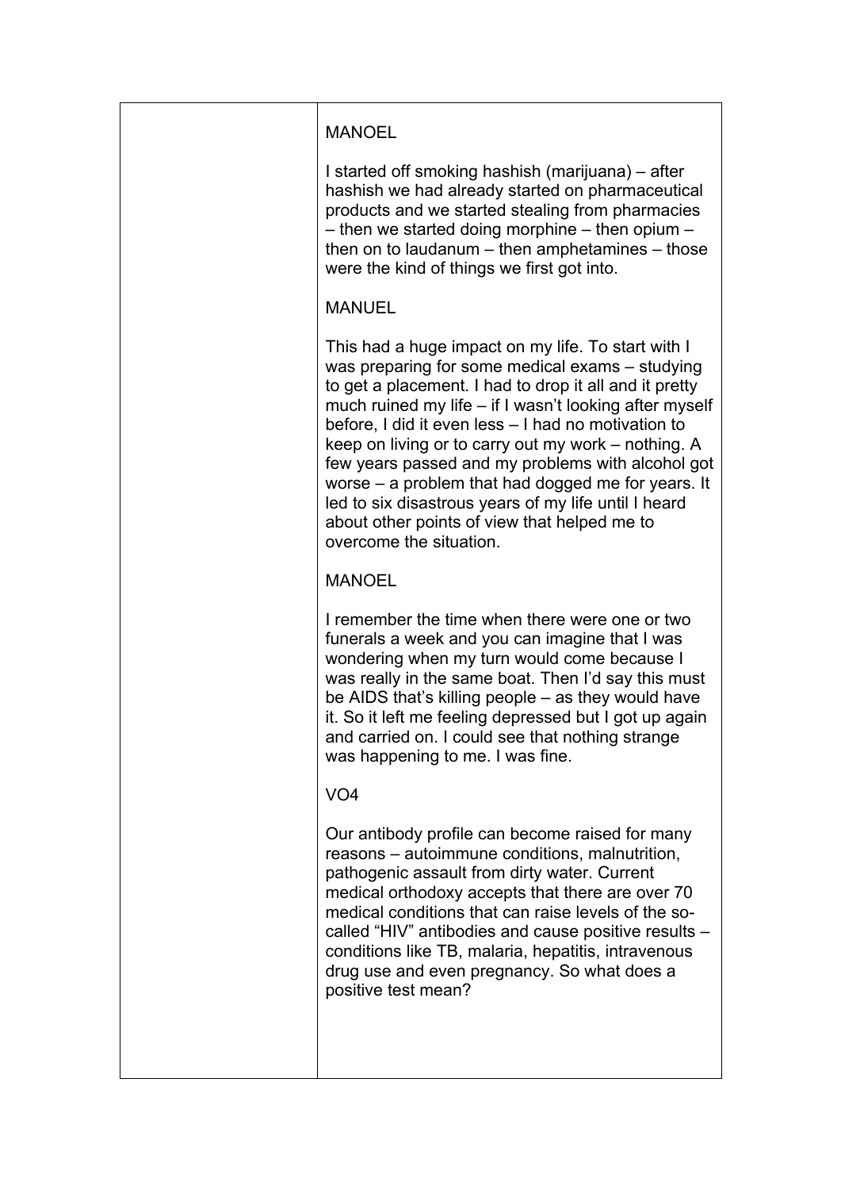| | |
|---|---|
| | MANOEL<br><br>I started off smoking hashish (marijuana) – after hashish we had already started on pharmaceutical products and we started stealing from pharmacies – then we started doing morphine – then opium – then on to laudanum – then amphetamines – those were the kind of things we first got into.<br><br>MANUEL<br><br>This had a huge impact on my life. To start with I was preparing for some medical exams – studying to get a placement. I had to drop it all and it pretty much ruined my life – if I wasn't looking after myself before, I did it even less – I had no motivation to keep on living or to carry out my work – nothing. A few years passed and my problems with alcohol got worse – a problem that had dogged me for years. It led to six disastrous years of my life until I heard about other points of view that helped me to overcome the situation.<br><br>MANOEL<br><br>I remember the time when there were one or two funerals a week and you can imagine that I was wondering when my turn would come because I was really in the same boat. Then I'd say this must be AIDS that's killing people – as they would have it. So it left me feeling depressed but I got up again and carried on. I could see that nothing strange was happening to me. I was fine.<br><br>VO4<br><br>Our antibody profile can become raised for many reasons – autoimmune conditions, malnutrition, pathogenic assault from dirty water. Current medical orthodoxy accepts that there are over 70 medical conditions that can raise levels of the so-called "HIV" antibodies and cause positive results – conditions like TB, malaria, hepatitis, intravenous drug use and even pregnancy. So what does a positive test mean? |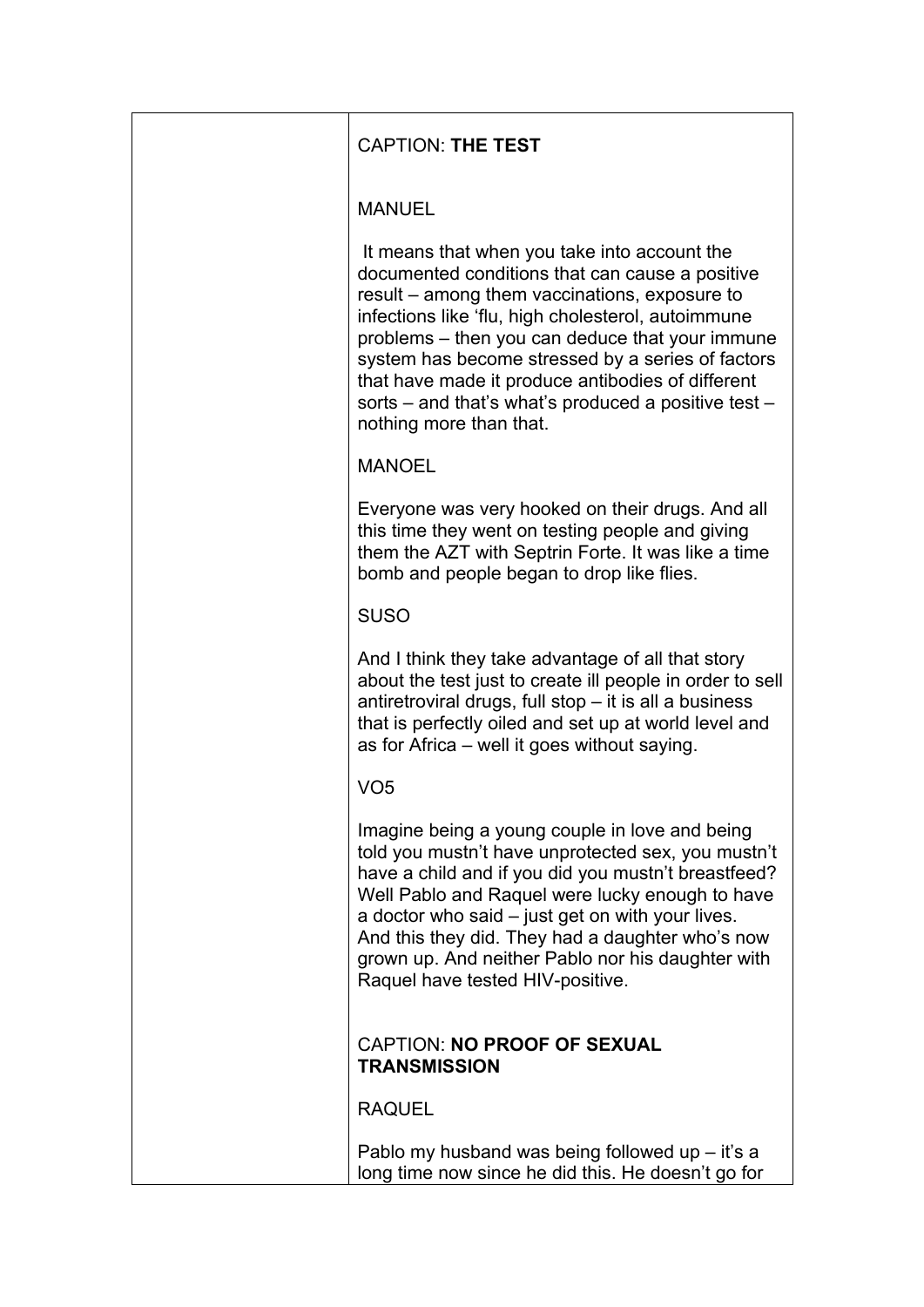| | CAPTION: **THE TEST**<br><br>MANUEL<br><br>It means that when you take into account the documented conditions that can cause a positive result – among them vaccinations, exposure to infections like 'flu, high cholesterol, autoimmune problems – then you can deduce that your immune system has become stressed by a series of factors that have made it produce antibodies of different sorts – and that's what's produced a positive test – nothing more than that.<br><br>MANOEL<br><br>Everyone was very hooked on their drugs. And all this time they went on testing people and giving them the AZT with Septrin Forte. It was like a time bomb and people began to drop like flies.<br><br>SUSO<br><br>And I think they take advantage of all that story about the test just to create ill people in order to sell antiretroviral drugs, full stop – it is all a business that is perfectly oiled and set up at world level and as for Africa – well it goes without saying.<br><br>VO5<br><br>Imagine being a young couple in love and being told you mustn't have unprotected sex, you mustn't have a child and if you did you mustn't breastfeed? Well Pablo and Raquel were lucky enough to have a doctor who said – just get on with your lives. And this they did. They had a daughter who's now grown up. And neither Pablo nor his daughter with Raquel have tested HIV-positive.<br><br>CAPTION: **NO PROOF OF SEXUAL TRANSMISSION**<br><br>RAQUEL<br><br>Pablo my husband was being followed up – it's a long time now since he did this. He doesn't go for |
|---|---|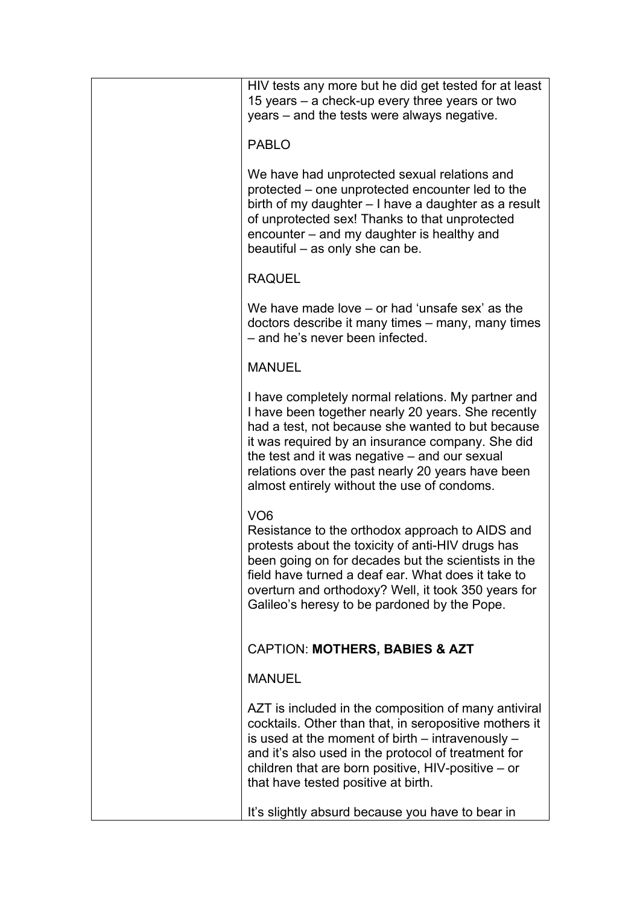HIV tests any more but he did get tested for at least 15 years – a check-up every three years or two years – and the tests were always negative.

PABLO

We have had unprotected sexual relations and protected – one unprotected encounter led to the birth of my daughter – I have a daughter as a result of unprotected sex! Thanks to that unprotected encounter – and my daughter is healthy and beautiful – as only she can be.

RAQUEL

We have made love – or had 'unsafe sex' as the doctors describe it many times – many, many times – and he's never been infected.

MANUEL

I have completely normal relations. My partner and I have been together nearly 20 years. She recently had a test, not because she wanted to but because it was required by an insurance company. She did the test and it was negative – and our sexual relations over the past nearly 20 years have been almost entirely without the use of condoms.

VO6

Resistance to the orthodox approach to AIDS and protests about the toxicity of anti-HIV drugs has been going on for decades but the scientists in the field have turned a deaf ear. What does it take to overturn and orthodoxy? Well, it took 350 years for Galileo's heresy to be pardoned by the Pope.

CAPTION: **MOTHERS, BABIES & AZT**

MANUEL

AZT is included in the composition of many antiviral cocktails. Other than that, in seropositive mothers it is used at the moment of birth – intravenously – and it's also used in the protocol of treatment for children that are born positive, HIV-positive – or that have tested positive at birth.

It's slightly absurd because you have to bear in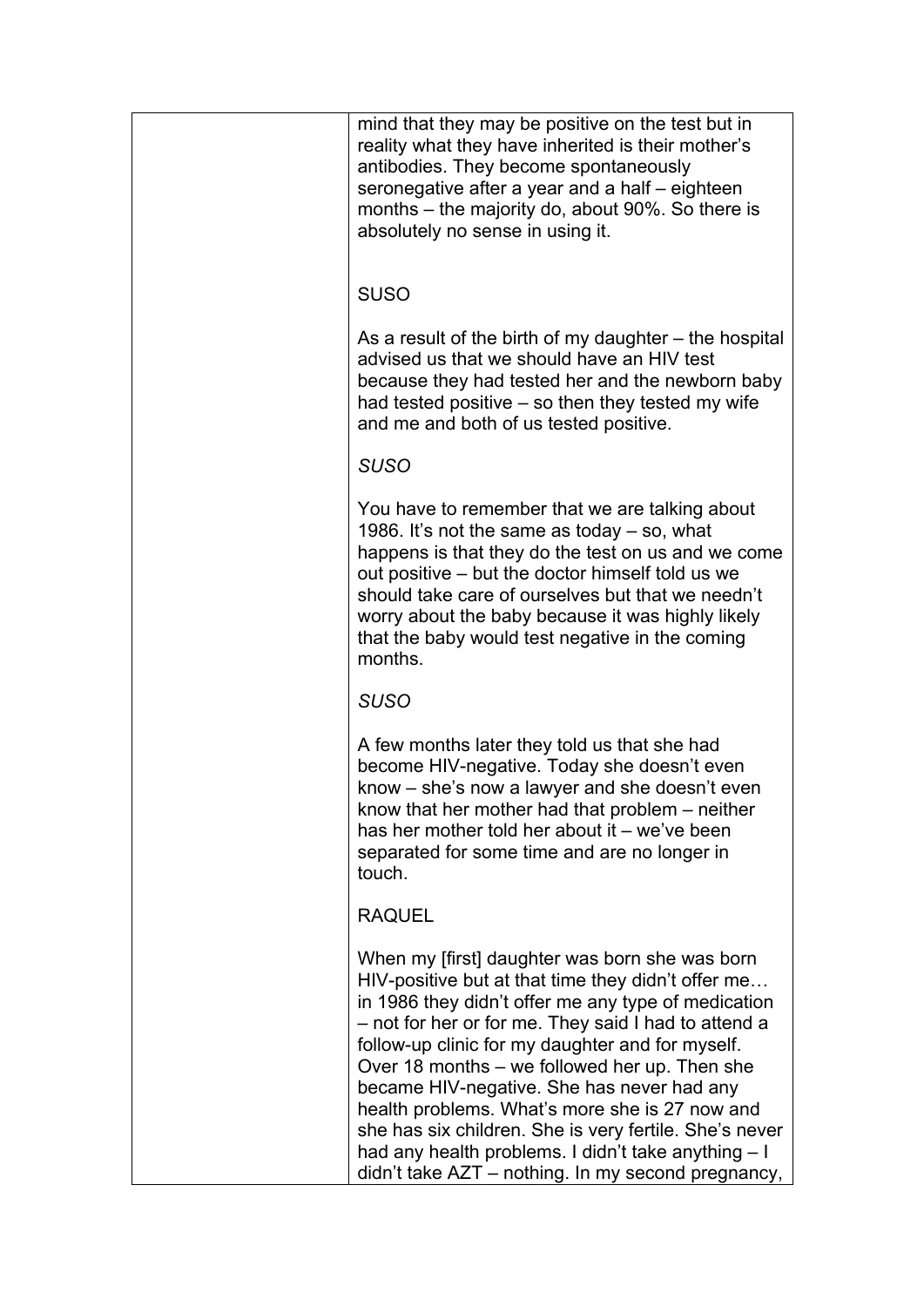| | mind that they may be positive on the test but in reality what they have inherited is their mother's antibodies. They become spontaneously seronegative after a year and a half – eighteen months – the majority do, about 90%. So there is absolutely no sense in using it.<br><br>SUSO<br><br>As a result of the birth of my daughter – the hospital advised us that we should have an HIV test because they had tested her and the newborn baby had tested positive – so then they tested my wife and me and both of us tested positive.<br><br>*SUSO*<br><br>You have to remember that we are talking about 1986. It's not the same as today – so, what happens is that they do the test on us and we come out positive – but the doctor himself told us we should take care of ourselves but that we needn't worry about the baby because it was highly likely that the baby would test negative in the coming months.<br><br>*SUSO*<br><br>A few months later they told us that she had become HIV-negative. Today she doesn't even know – she's now a lawyer and she doesn't even know that her mother had that problem – neither has her mother told her about it – we've been separated for some time and are no longer in touch.<br><br>RAQUEL<br><br>When my [first] daughter was born she was born HIV-positive but at that time they didn't offer me… in 1986 they didn't offer me any type of medication – not for her or for me. They said I had to attend a follow-up clinic for my daughter and for myself. Over 18 months – we followed her up. Then she became HIV-negative. She has never had any health problems. What's more she is 27 now and she has six children. She is very fertile. She's never had any health problems. I didn't take anything – I didn't take AZT – nothing. In my second pregnancy, |
|---|---|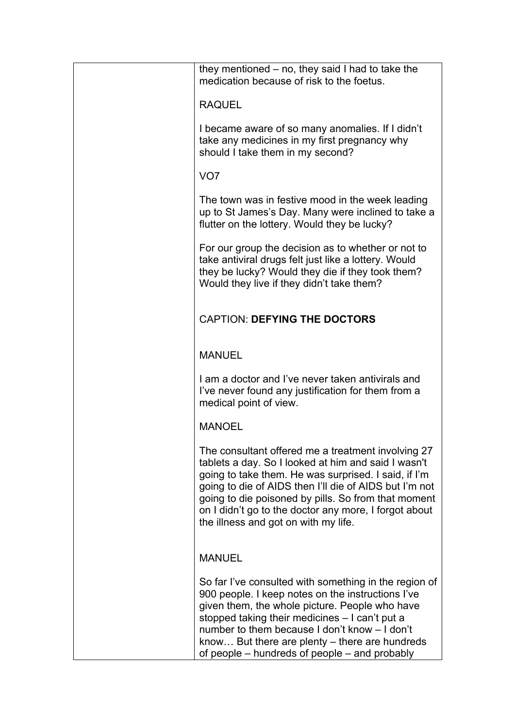| | they mentioned – no, they said I had to take the medication because of risk to the foetus.<br><br>RAQUEL<br><br>I became aware of so many anomalies. If I didn't take any medicines in my first pregnancy why should I take them in my second?<br><br>VO7<br><br>The town was in festive mood in the week leading up to St James's Day. Many were inclined to take a flutter on the lottery. Would they be lucky?<br><br>For our group the decision as to whether or not to take antiviral drugs felt just like a lottery. Would they be lucky? Would they die if they took them? Would they live if they didn't take them?<br><br>CAPTION: **DEFYING THE DOCTORS**<br><br>MANUEL<br><br>I am a doctor and I've never taken antivirals and I've never found any justification for them from a medical point of view.<br><br>MANOEL<br><br>The consultant offered me a treatment involving 27 tablets a day. So I looked at him and said I wasn't going to take them. He was surprised. I said, if I'm going to die of AIDS then I'll die of AIDS but I'm not going to die poisoned by pills. So from that moment on I didn't go to the doctor any more, I forgot about the illness and got on with my life.<br><br>MANUEL<br><br>So far I've consulted with something in the region of 900 people. I keep notes on the instructions I've given them, the whole picture. People who have stopped taking their medicines – I can't put a number to them because I don't know – I don't know… But there are plenty – there are hundreds of people – hundreds of people – and probably |
|---|---|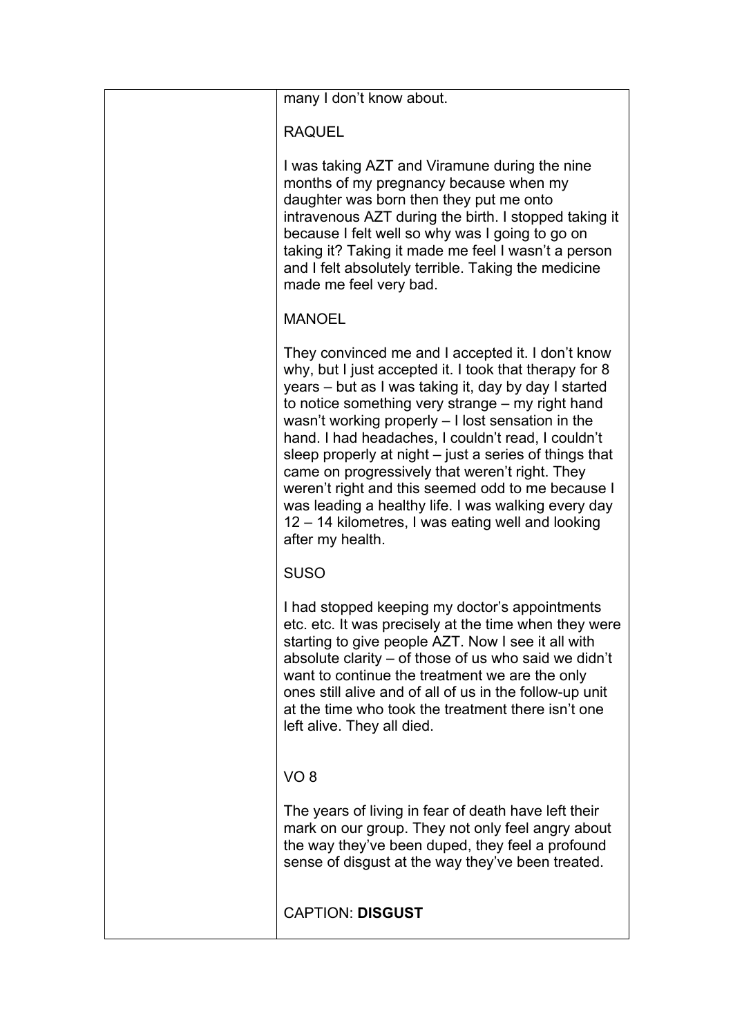| | |
|---|---|
| | many I don't know about.<br><br>RAQUEL<br><br>I was taking AZT and Viramune during the nine months of my pregnancy because when my daughter was born then they put me onto intravenous AZT during the birth. I stopped taking it because I felt well so why was I going to go on taking it? Taking it made me feel I wasn't a person and I felt absolutely terrible. Taking the medicine made me feel very bad.<br><br>MANOEL<br><br>They convinced me and I accepted it. I don't know why, but I just accepted it. I took that therapy for 8 years – but as I was taking it, day by day I started to notice something very strange – my right hand wasn't working properly – I lost sensation in the hand. I had headaches, I couldn't read, I couldn't sleep properly at night – just a series of things that came on progressively that weren't right. They weren't right and this seemed odd to me because I was leading a healthy life. I was walking every day 12 – 14 kilometres, I was eating well and looking after my health.<br><br>SUSO<br><br>I had stopped keeping my doctor's appointments etc. etc. It was precisely at the time when they were starting to give people AZT. Now I see it all with absolute clarity – of those of us who said we didn't want to continue the treatment we are the only ones still alive and of all of us in the follow-up unit at the time who took the treatment there isn't one left alive. They all died.<br><br>VO 8<br><br>The years of living in fear of death have left their mark on our group. They not only feel angry about the way they've been duped, they feel a profound sense of disgust at the way they've been treated.<br><br>CAPTION: **DISGUST** |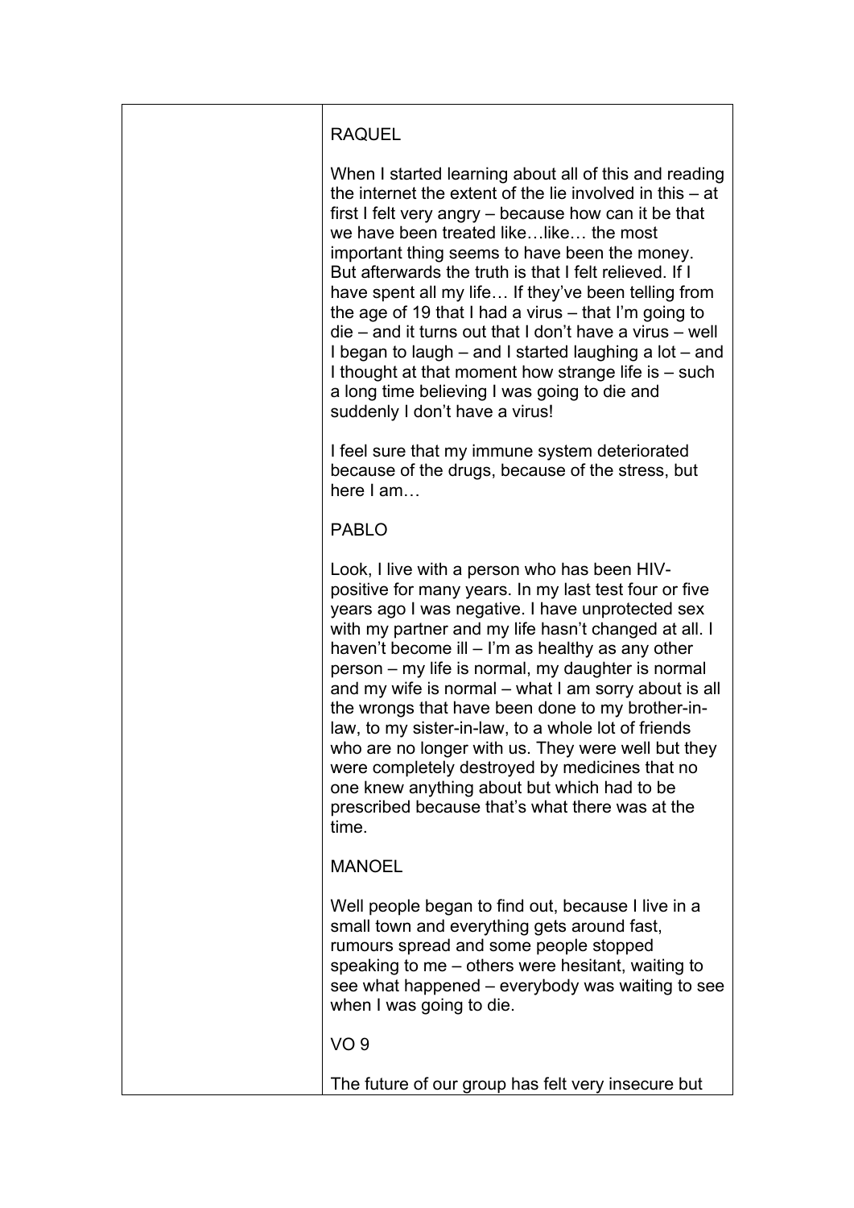RAQUEL

When I started learning about all of this and reading the internet the extent of the lie involved in this – at first I felt very angry – because how can it be that we have been treated like…like… the most important thing seems to have been the money. But afterwards the truth is that I felt relieved. If I have spent all my life… If they've been telling from the age of 19 that I had a virus – that I'm going to die – and it turns out that I don't have a virus – well I began to laugh – and I started laughing a lot – and I thought at that moment how strange life is – such a long time believing I was going to die and suddenly I don't have a virus!

I feel sure that my immune system deteriorated because of the drugs, because of the stress, but here I am…

PABLO

Look, I live with a person who has been HIV-positive for many years. In my last test four or five years ago I was negative. I have unprotected sex with my partner and my life hasn't changed at all. I haven't become ill – I'm as healthy as any other person – my life is normal, my daughter is normal and my wife is normal – what I am sorry about is all the wrongs that have been done to my brother-in-law, to my sister-in-law, to a whole lot of friends who are no longer with us. They were well but they were completely destroyed by medicines that no one knew anything about but which had to be prescribed because that's what there was at the time.

MANOEL

Well people began to find out, because I live in a small town and everything gets around fast, rumours spread and some people stopped speaking to me – others were hesitant, waiting to see what happened – everybody was waiting to see when I was going to die.

VO 9

The future of our group has felt very insecure but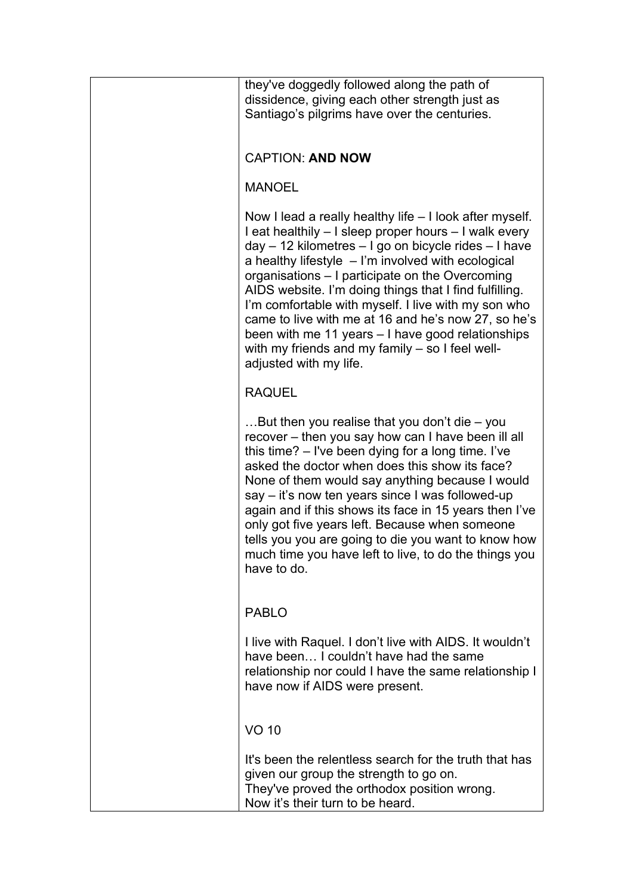| | |
|---|---|
| | they've doggedly followed along the path of dissidence, giving each other strength just as Santiago's pilgrims have over the centuries.<br><br>CAPTION: **AND NOW**<br><br>MANOEL<br><br>Now I lead a really healthy life – I look after myself. I eat healthily – I sleep proper hours – I walk every day – 12 kilometres – I go on bicycle rides – I have a healthy lifestyle – I'm involved with ecological organisations – I participate on the Overcoming AIDS website. I'm doing things that I find fulfilling. I'm comfortable with myself. I live with my son who came to live with me at 16 and he's now 27, so he's been with me 11 years – I have good relationships with my friends and my family – so I feel well-adjusted with my life.<br><br>RAQUEL<br><br>…But then you realise that you don't die – you recover – then you say how can I have been ill all this time? – I've been dying for a long time. I've asked the doctor when does this show its face? None of them would say anything because I would say – it's now ten years since I was followed-up again and if this shows its face in 15 years then I've only got five years left. Because when someone tells you you are going to die you want to know how much time you have left to live, to do the things you have to do.<br><br>PABLO<br><br>I live with Raquel. I don't live with AIDS. It wouldn't have been… I couldn't have had the same relationship nor could I have the same relationship I have now if AIDS were present.<br><br>VO 10<br><br>It's been the relentless search for the truth that has given our group the strength to go on.<br>They've proved the orthodox position wrong.<br>Now it's their turn to be heard. |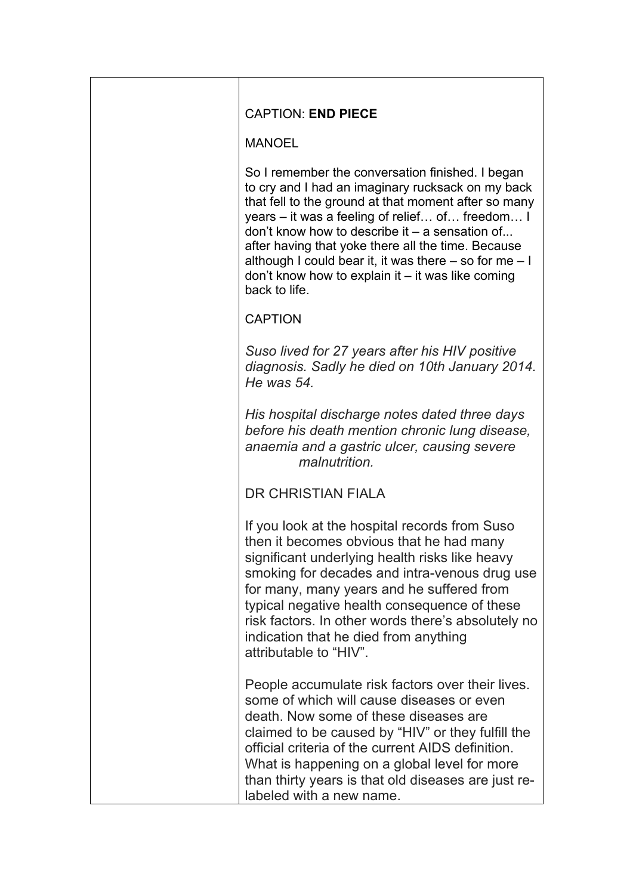CAPTION: **END PIECE**

MANOEL

So I remember the conversation finished. I began to cry and I had an imaginary rucksack on my back that fell to the ground at that moment after so many years – it was a feeling of relief… of… freedom… I don't know how to describe it – a sensation of... after having that yoke there all the time. Because although I could bear it, it was there – so for me – I don't know how to explain it – it was like coming back to life.

CAPTION

*Suso lived for 27 years after his HIV positive diagnosis. Sadly he died on 10th January 2014. He was 54.*

*His hospital discharge notes dated three days before his death mention chronic lung disease, anaemia and a gastric ulcer, causing severe malnutrition.*

DR CHRISTIAN FIALA

If you look at the hospital records from Suso then it becomes obvious that he had many significant underlying health risks like heavy smoking for decades and intra-venous drug use for many, many years and he suffered from typical negative health consequence of these risk factors. In other words there's absolutely no indication that he died from anything attributable to "HIV".

People accumulate risk factors over their lives. some of which will cause diseases or even death. Now some of these diseases are claimed to be caused by "HIV" or they fulfill the official criteria of the current AIDS definition. What is happening on a global level for more than thirty years is that old diseases are just re-labeled with a new name.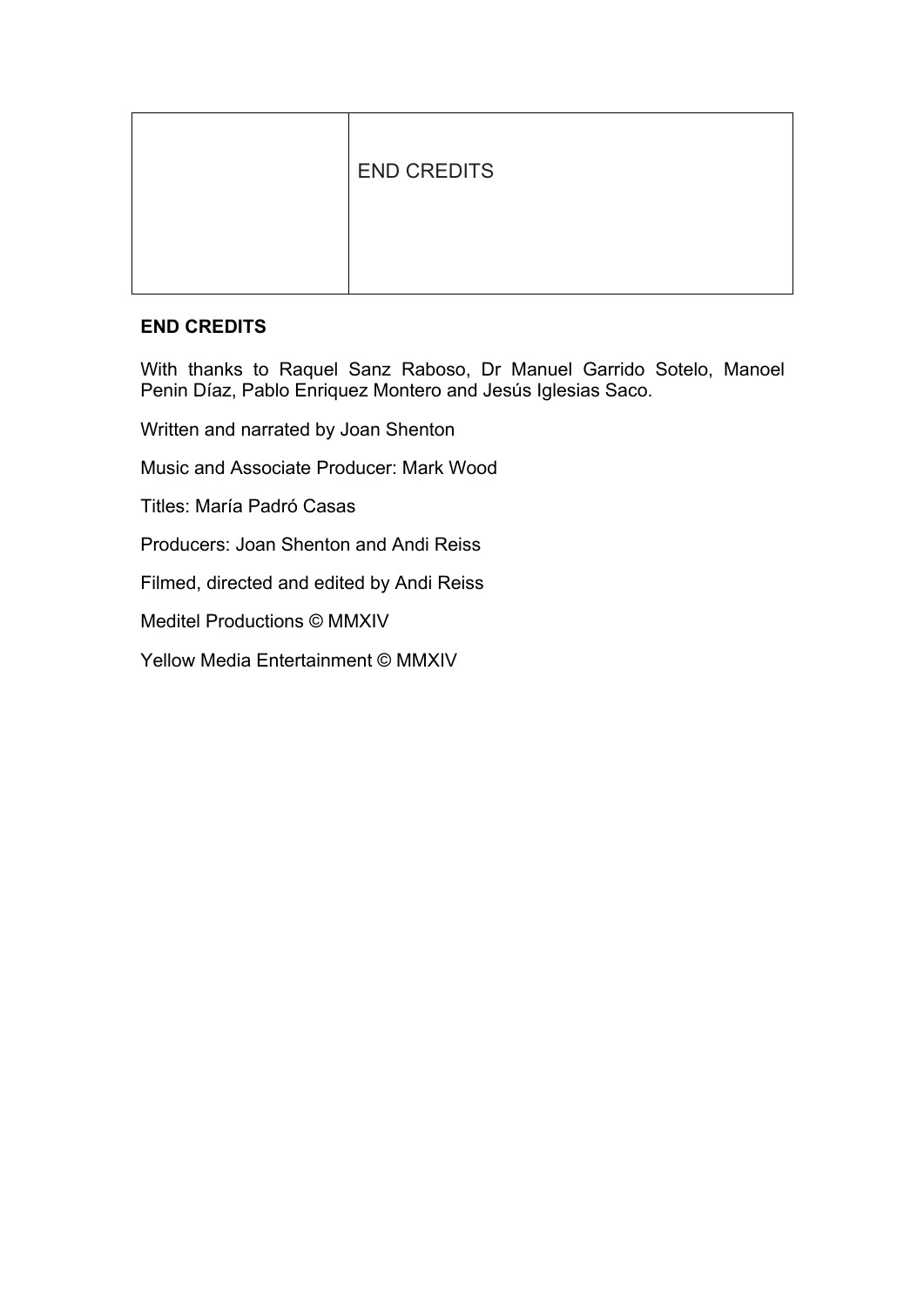| | |
|---|---|
| | END CREDITS |

**END CREDITS**

With thanks to Raquel Sanz Raboso, Dr Manuel Garrido Sotelo, Manoel Penin Díaz, Pablo Enriquez Montero and Jesús Iglesias Saco.

Written and narrated by Joan Shenton

Music and Associate Producer: Mark Wood

Titles: María Padró Casas

Producers: Joan Shenton and Andi Reiss

Filmed, directed and edited by Andi Reiss

Meditel Productions © MMXIV

Yellow Media Entertainment © MMXIV